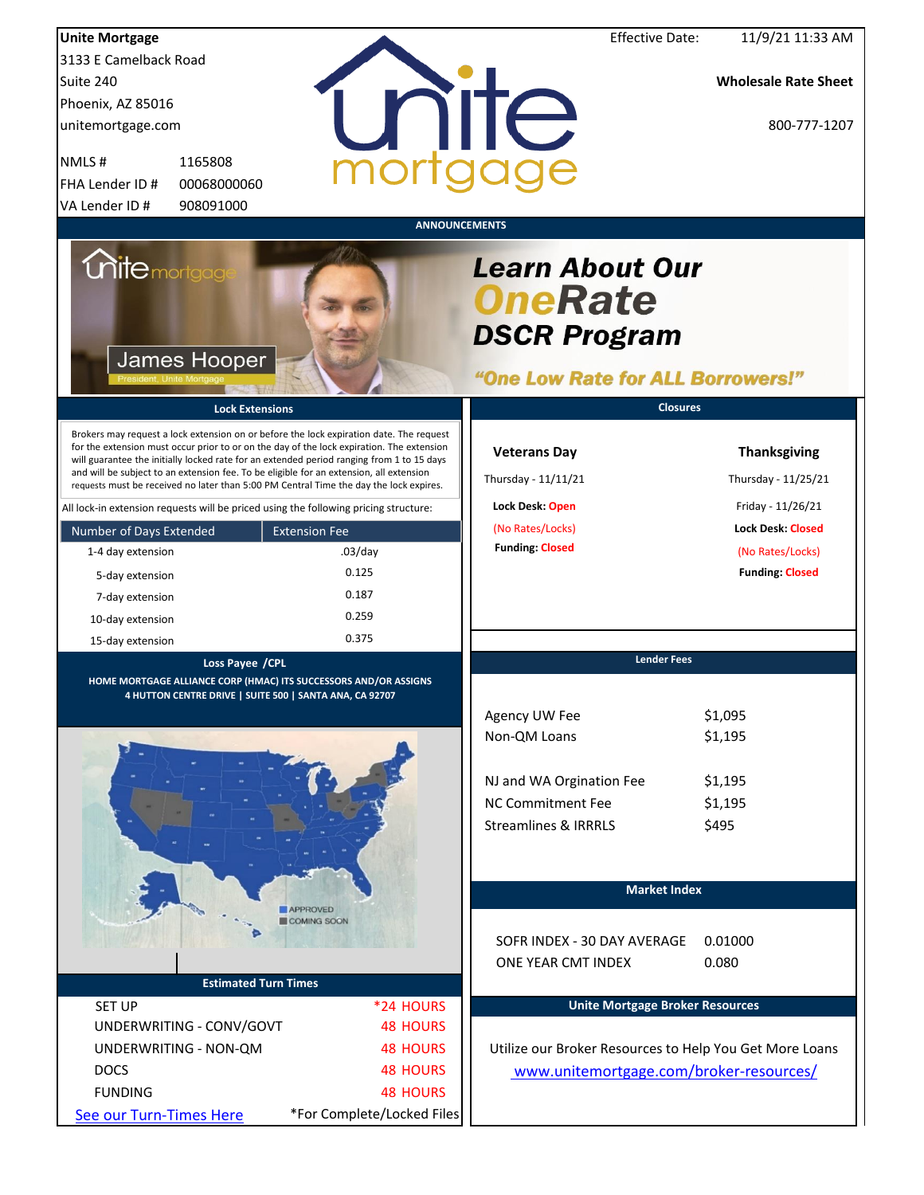**Unite Mortgage**
3133 E Camelback Road
Suite 240
Phoenix, AZ 85016
unitemortgage.com

| | |
|---|---|
| NMLS # | 1165808 |
| FHA Lender ID # | 00068000060 |
| VA Lender ID # | 908091000 |

Effective Date: 11/9/21 11:33 AM

**Wholesale Rate Sheet**

800-777-1207

## ANNOUNCEMENTS

James Hooper
President, Unite Mortgage

**Learn About Our OneRate DSCR Program**

**"One Low Rate for ALL Borrowers!"**

## Lock Extensions

Brokers may request a lock extension on or before the lock expiration date. The request for the extension must occur prior to or on the day of the lock expiration. The extension will guarantee the initially locked rate for an extended period ranging from 1 to 15 days and will be subject to an extension fee. To be eligible for an extension, all extension requests must be received no later than 5:00 PM Central Time the day the lock expires.

All lock-in extension requests will be priced using the following pricing structure:

| Number of Days Extended | Extension Fee |
|---|---|
| 1-4 day extension | .03/day |
| 5-day extension | 0.125 |
| 7-day extension | 0.187 |
| 10-day extension | 0.259 |
| 15-day extension | 0.375 |

## Closures

**Veterans Day**
Thursday - 11/11/21
**Lock Desk:** Open
(No Rates/Locks)
**Funding:** Closed

**Thanksgiving**
Thursday - 11/25/21
Friday - 11/26/21
**Lock Desk:** Closed
(No Rates/Locks)
**Funding:** Closed

## Loss Payee /CPL

**HOME MORTGAGE ALLIANCE CORP (HMAC) ITS SUCCESSORS AND/OR ASSIGNS**
**4 HUTTON CENTRE DRIVE | SUITE 500 | SANTA ANA, CA 92707**

APPROVED
COMING SOON

## Lender Fees

| | |
|---|---|
| Agency UW Fee | $1,095 |
| Non-QM Loans | $1,195 |
| NJ and WA Orgination Fee | $1,195 |
| NC Commitment Fee | $1,195 |
| Streamlines & IRRRLS | $495 |

## Market Index

| | |
|---|---|
| SOFR INDEX - 30 DAY AVERAGE | 0.01000 |
| ONE YEAR CMT INDEX | 0.080 |

## Estimated Turn Times

| | |
|---|---|
| SET UP | *24 HOURS |
| UNDERWRITING - CONV/GOVT | 48 HOURS |
| UNDERWRITING - NON-QM | 48 HOURS |
| DOCS | 48 HOURS |
| FUNDING | 48 HOURS |

See our Turn-Times Here

*For Complete/Locked Files

## Unite Mortgage Broker Resources

Utilize our Broker Resources to Help You Get More Loans

www.unitemortgage.com/broker-resources/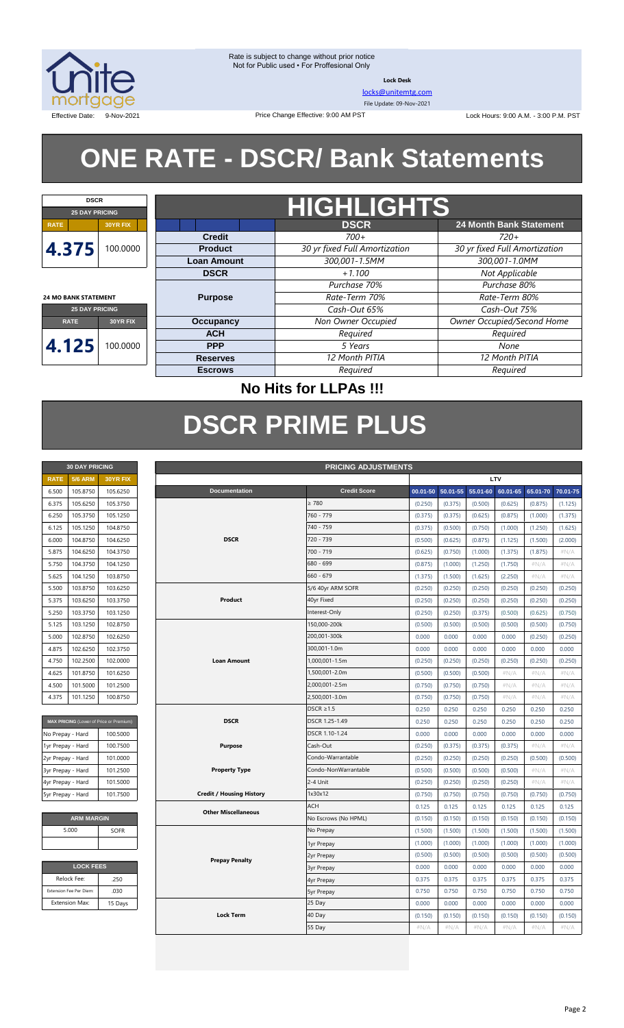Rate is subject to change without prior notice
Not for Public used • For Proffesional Only

**Lock Desk**

locks@unitemtg.com

File Update: 09-Nov-2021

Effective Date: 9-Nov-2021 | Price Change Effective: 9:00 AM PST | Lock Hours: 9:00 A.M. - 3:00 P.M. PST

# ONE RATE - DSCR/ Bank Statements

| DSCR | |
|---|---|
| 25 DAY PRICING | |
| RATE | 30YR FIX |
| 4.375 | 100.0000 |

| 24 MO BANK STATEMENT | |
|---|---|
| 25 DAY PRICING | |
| RATE | 30YR FIX |
| 4.125 | 100.0000 |

## HIGHLIGHTS

| | DSCR | 24 Month Bank Statement |
|---|---|---|
| Credit | *700+* | *720+* |
| Product | *30 yr fixed Full Amortization* | *30 yr fixed Full Amortization* |
| Loan Amount | *300,001-1.5MM* | *300,001-1.0MM* |
| DSCR | *+1.100* | *Not Applicable* |
| Purpose | *Purchase 70%* / *Rate-Term 70%* / *Cash-Out 65%* | *Purchase 80%* / *Rate-Term 80%* / *Cash-Out 75%* |
| Occupancy | *Non Owner Occupied* | *Owner Occupied/Second Home* |
| ACH | *Required* | *Required* |
| PPP | *5 Years* | *None* |
| Reserves | *12 Month PITIA* | *12 Month PITIA* |
| Escrows | *Required* | *Required* |

**No Hits for LLPAs !!!**

# DSCR PRIME PLUS

| 30 DAY PRICING | | |
|---|---|---|
| RATE | 5/6 ARM | 30YR FIX |
| 6.500 | 105.8750 | 105.6250 |
| 6.375 | 105.6250 | 105.3750 |
| 6.250 | 105.3750 | 105.1250 |
| 6.125 | 105.1250 | 104.8750 |
| 6.000 | 104.8750 | 104.6250 |
| 5.875 | 104.6250 | 104.3750 |
| 5.750 | 104.3750 | 104.1250 |
| 5.625 | 104.1250 | 103.8750 |
| 5.500 | 103.8750 | 103.6250 |
| 5.375 | 103.6250 | 103.3750 |
| 5.250 | 103.3750 | 103.1250 |
| 5.125 | 103.1250 | 102.8750 |
| 5.000 | 102.8750 | 102.6250 |
| 4.875 | 102.6250 | 102.3750 |
| 4.750 | 102.5000 | 102.0000 |
| 4.625 | 101.8750 | 101.6250 |
| 4.500 | 101.5000 | 101.2500 |
| 4.375 | 101.1250 | 100.8750 |

| MAX PRICING (Lower of Price or Premium) | |
|---|---|
| No Prepay - Hard | 100.5000 |
| 1yr Prepay - Hard | 100.7500 |
| 2yr Prepay - Hard | 101.0000 |
| 3yr Prepay - Hard | 101.2500 |
| 4yr Prepay - Hard | 101.5000 |
| 5yr Prepay - Hard | 101.7500 |

| ARM MARGIN | |
|---|---|
| 5.000 | SOFR |

| LOCK FEES | |
|---|---|
| Relock Fee: | .250 |
| Extension Fee Per Diem: | .030 |
| Extension Max: | 15 Days |

| PRICING ADJUSTMENTS | | LTV | | | | | |
|---|---|---|---|---|---|---|---|
| Documentation | Credit Score | 00.01-50 | 50.01-55 | 55.01-60 | 60.01-65 | 65.01-70 | 70.01-75 |
| DSCR | ≥ 780 | (0.250) | (0.375) | (0.500) | (0.625) | (0.875) | (1.125) |
| | 760 - 779 | (0.375) | (0.375) | (0.625) | (0.875) | (1.000) | (1.375) |
| | 740 - 759 | (0.375) | (0.500) | (0.750) | (1.000) | (1.250) | (1.625) |
| | 720 - 739 | (0.500) | (0.625) | (0.875) | (1.125) | (1.500) | (2.000) |
| | 700 - 719 | (0.625) | (0.750) | (1.000) | (1.375) | (1.875) | #N/A |
| | 680 - 699 | (0.875) | (1.000) | (1.250) | (1.750) | #N/A | #N/A |
| | 660 - 679 | (1.375) | (1.500) | (1.625) | (2.250) | #N/A | #N/A |
| Product | 5/6 40yr ARM SOFR | (0.250) | (0.250) | (0.250) | (0.250) | (0.250) | (0.250) |
| | 40yr Fixed | (0.250) | (0.250) | (0.250) | (0.250) | (0.250) | (0.250) |
| | Interest-Only | (0.250) | (0.250) | (0.375) | (0.500) | (0.625) | (0.750) |
| Loan Amount | 150,000-200k | (0.500) | (0.500) | (0.500) | (0.500) | (0.500) | (0.750) |
| | 200,001-300k | 0.000 | 0.000 | 0.000 | 0.000 | (0.250) | (0.250) |
| | 300,001-1.0m | 0.000 | 0.000 | 0.000 | 0.000 | 0.000 | 0.000 |
| | 1,000,001-1.5m | (0.250) | (0.250) | (0.250) | (0.250) | (0.250) | (0.250) |
| | 1,500,001-2.0m | (0.500) | (0.500) | (0.500) | #N/A | #N/A | #N/A |
| | 2,000,001-2.5m | (0.750) | (0.750) | (0.750) | #N/A | #N/A | #N/A |
| | 2,500,001-3.0m | (0.750) | (0.750) | (0.750) | #N/A | #N/A | #N/A |
| DSCR | DSCR ≥1.5 | 0.250 | 0.250 | 0.250 | 0.250 | 0.250 | 0.250 |
| | DSCR 1.25-1.49 | 0.250 | 0.250 | 0.250 | 0.250 | 0.250 | 0.250 |
| | DSCR 1.10-1.24 | 0.000 | 0.000 | 0.000 | 0.000 | 0.000 | 0.000 |
| Purpose | Cash-Out | (0.250) | (0.375) | (0.375) | (0.375) | #N/A | #N/A |
| Property Type | Condo-Warrantable | (0.250) | (0.250) | (0.250) | (0.250) | (0.500) | (0.500) |
| | Condo-NonWarrantable | (0.500) | (0.500) | (0.500) | (0.500) | #N/A | #N/A |
| | 2-4 Unit | (0.250) | (0.250) | (0.250) | (0.250) | #N/A | #N/A |
| Credit / Housing History | 1x30x12 | (0.750) | (0.750) | (0.750) | (0.750) | (0.750) | (0.750) |
| Other Miscellaneous | ACH | 0.125 | 0.125 | 0.125 | 0.125 | 0.125 | 0.125 |
| | No Escrows (No HPML) | (0.150) | (0.150) | (0.150) | (0.150) | (0.150) | (0.150) |
| Prepay Penalty | No Prepay | (1.500) | (1.500) | (1.500) | (1.500) | (1.500) | (1.500) |
| | 1yr Prepay | (1.000) | (1.000) | (1.000) | (1.000) | (1.000) | (1.000) |
| | 2yr Prepay | (0.500) | (0.500) | (0.500) | (0.500) | (0.500) | (0.500) |
| | 3yr Prepay | 0.000 | 0.000 | 0.000 | 0.000 | 0.000 | 0.000 |
| | 4yr Prepay | 0.375 | 0.375 | 0.375 | 0.375 | 0.375 | 0.375 |
| | 5yr Prepay | 0.750 | 0.750 | 0.750 | 0.750 | 0.750 | 0.750 |
| Lock Term | 25 Day | 0.000 | 0.000 | 0.000 | 0.000 | 0.000 | 0.000 |
| | 40 Day | (0.150) | (0.150) | (0.150) | (0.150) | (0.150) | (0.150) |
| | 55 Day | #N/A | #N/A | #N/A | #N/A | #N/A | #N/A |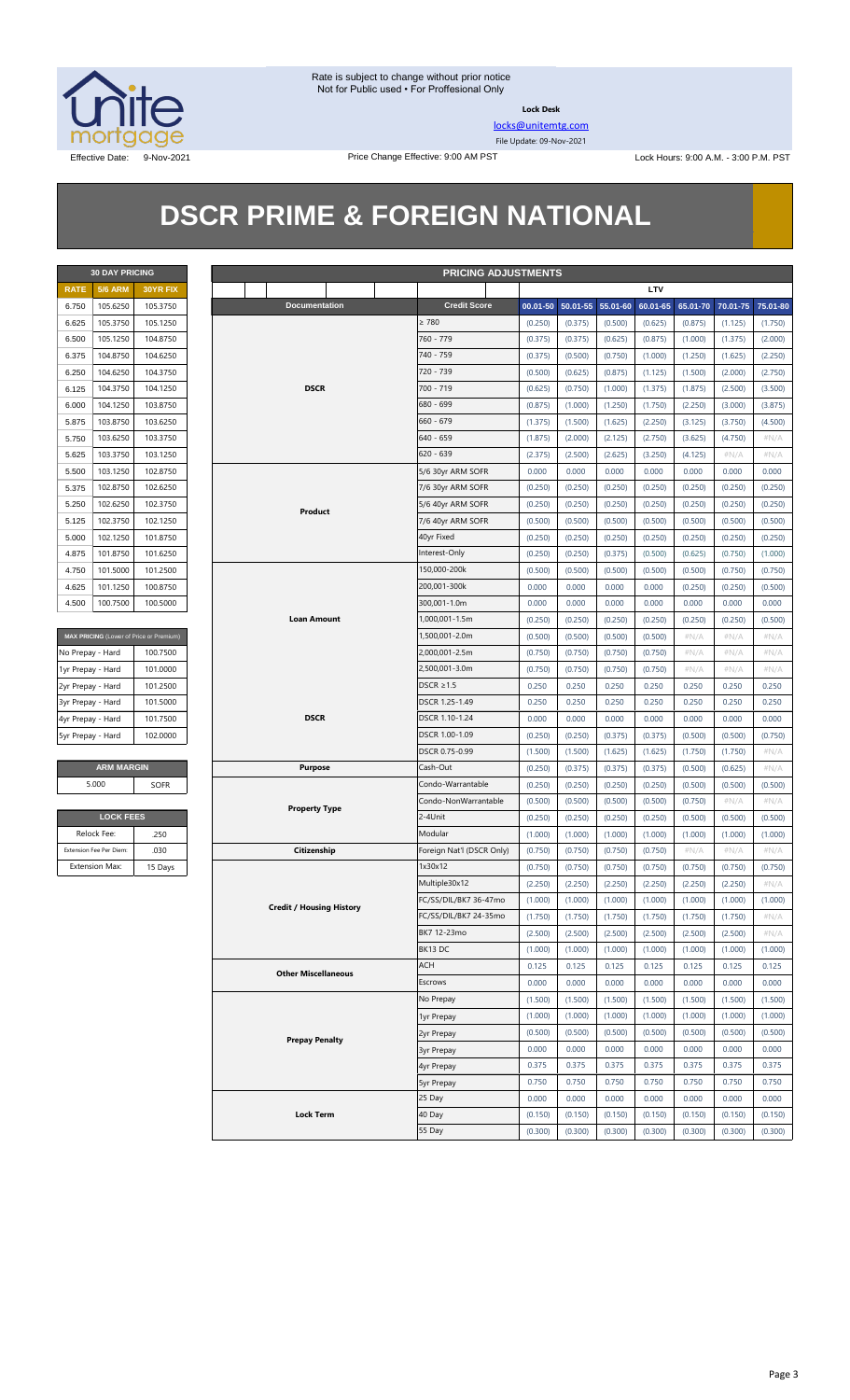Rate is subject to change without prior notice
Not for Public used • For Proffesional Only

**Lock Desk**

locks@unitemtg.com

File Update: 09-Nov-2021

Effective Date: 9-Nov-2021

Price Change Effective: 9:00 AM PST

Lock Hours: 9:00 A.M. - 3:00 P.M. PST

# DSCR PRIME & FOREIGN NATIONAL

| 30 DAY PRICING | | |
|---|---|---|
| RATE | 5/6 ARM | 30YR FIX |
| 6.750 | 105.6250 | 105.3750 |
| 6.625 | 105.3750 | 105.1250 |
| 6.500 | 105.1250 | 104.8750 |
| 6.375 | 104.8750 | 104.6250 |
| 6.250 | 104.6250 | 104.3750 |
| 6.125 | 104.3750 | 104.1250 |
| 6.000 | 104.1250 | 103.8750 |
| 5.875 | 103.8750 | 103.6250 |
| 5.750 | 103.6250 | 103.3750 |
| 5.625 | 103.3750 | 103.1250 |
| 5.500 | 103.1250 | 102.8750 |
| 5.375 | 102.8750 | 102.6250 |
| 5.250 | 102.6250 | 102.3750 |
| 5.125 | 102.3750 | 102.1250 |
| 5.000 | 102.1250 | 101.8750 |
| 4.875 | 101.8750 | 101.6250 |
| 4.750 | 101.5000 | 101.2500 |
| 4.625 | 101.1250 | 100.8750 |
| 4.500 | 100.7500 | 100.5000 |

| MAX PRICING (Lower of Price or Premium) | |
|---|---|
| No Prepay - Hard | 100.7500 |
| 1yr Prepay - Hard | 101.0000 |
| 2yr Prepay - Hard | 101.2500 |
| 3yr Prepay - Hard | 101.5000 |
| 4yr Prepay - Hard | 101.7500 |
| 5yr Prepay - Hard | 102.0000 |

| ARM MARGIN | |
|---|---|
| 5.000 | SOFR |

| LOCK FEES | |
|---|---|
| Relock Fee: | .250 |
| Extension Fee Per Diem: | .030 |
| Extension Max: | 15 Days |

| PRICING ADJUSTMENTS | | | | | | | | |
|---|---|---|---|---|---|---|---|---|
| | | LTV | | | | | | |
| Documentation | Credit Score | 00.01-50 | 50.01-55 | 55.01-60 | 60.01-65 | 65.01-70 | 70.01-75 | 75.01-80 |
| DSCR | ≥ 780 | (0.250) | (0.375) | (0.500) | (0.625) | (0.875) | (1.125) | (1.750) |
| | 760 - 779 | (0.375) | (0.375) | (0.625) | (0.875) | (1.000) | (1.375) | (2.000) |
| | 740 - 759 | (0.375) | (0.500) | (0.750) | (1.000) | (1.250) | (1.625) | (2.250) |
| | 720 - 739 | (0.500) | (0.625) | (0.875) | (1.125) | (1.500) | (2.000) | (2.750) |
| | 700 - 719 | (0.625) | (0.750) | (1.000) | (1.375) | (1.875) | (2.500) | (3.500) |
| | 680 - 699 | (0.875) | (1.000) | (1.250) | (1.750) | (2.250) | (3.000) | (3.875) |
| | 660 - 679 | (1.375) | (1.500) | (1.625) | (2.250) | (3.125) | (3.750) | (4.500) |
| | 640 - 659 | (1.875) | (2.000) | (2.125) | (2.750) | (3.625) | (4.750) | #N/A |
| | 620 - 639 | (2.375) | (2.500) | (2.625) | (3.250) | (4.125) | #N/A | #N/A |
| Product | 5/6 30yr ARM SOFR | 0.000 | 0.000 | 0.000 | 0.000 | 0.000 | 0.000 | 0.000 |
| | 7/6 30yr ARM SOFR | (0.250) | (0.250) | (0.250) | (0.250) | (0.250) | (0.250) | (0.250) |
| | 5/6 40yr ARM SOFR | (0.250) | (0.250) | (0.250) | (0.250) | (0.250) | (0.250) | (0.250) |
| | 7/6 40yr ARM SOFR | (0.500) | (0.500) | (0.500) | (0.500) | (0.500) | (0.500) | (0.500) |
| | 40yr Fixed | (0.250) | (0.250) | (0.250) | (0.250) | (0.250) | (0.250) | (0.250) |
| | Interest-Only | (0.250) | (0.250) | (0.375) | (0.500) | (0.625) | (0.750) | (1.000) |
| Loan Amount | 150,000-200k | (0.500) | (0.500) | (0.500) | (0.500) | (0.500) | (0.750) | (0.750) |
| | 200,001-300k | 0.000 | 0.000 | 0.000 | 0.000 | (0.250) | (0.250) | (0.500) |
| | 300,001-1.0m | 0.000 | 0.000 | 0.000 | 0.000 | 0.000 | 0.000 | 0.000 |
| | 1,000,001-1.5m | (0.250) | (0.250) | (0.250) | (0.250) | (0.250) | (0.250) | (0.500) |
| | 1,500,001-2.0m | (0.500) | (0.500) | (0.500) | (0.500) | #N/A | #N/A | #N/A |
| | 2,000,001-2.5m | (0.750) | (0.750) | (0.750) | (0.750) | #N/A | #N/A | #N/A |
| | 2,500,001-3.0m | (0.750) | (0.750) | (0.750) | (0.750) | #N/A | #N/A | #N/A |
| DSCR | DSCR ≥1.5 | 0.250 | 0.250 | 0.250 | 0.250 | 0.250 | 0.250 | 0.250 |
| | DSCR 1.25-1.49 | 0.250 | 0.250 | 0.250 | 0.250 | 0.250 | 0.250 | 0.250 |
| | DSCR 1.10-1.24 | 0.000 | 0.000 | 0.000 | 0.000 | 0.000 | 0.000 | 0.000 |
| | DSCR 1.00-1.09 | (0.250) | (0.250) | (0.375) | (0.375) | (0.500) | (0.500) | (0.750) |
| | DSCR 0.75-0.99 | (1.500) | (1.500) | (1.625) | (1.625) | (1.750) | (1.750) | #N/A |
| Purpose | Cash-Out | (0.250) | (0.375) | (0.375) | (0.375) | (0.500) | (0.625) | #N/A |
| Property Type | Condo-Warrantable | (0.250) | (0.250) | (0.250) | (0.250) | (0.500) | (0.500) | (0.500) |
| | Condo-NonWarrantable | (0.500) | (0.500) | (0.500) | (0.500) | (0.750) | #N/A | #N/A |
| | 2-4Unit | (0.250) | (0.250) | (0.250) | (0.250) | (0.500) | (0.500) | (0.500) |
| | Modular | (1.000) | (1.000) | (1.000) | (1.000) | (1.000) | (1.000) | (1.000) |
| Citizenship | Foreign Nat'l (DSCR Only) | (0.750) | (0.750) | (0.750) | (0.750) | #N/A | #N/A | #N/A |
| Credit / Housing History | 1x30x12 | (0.750) | (0.750) | (0.750) | (0.750) | (0.750) | (0.750) | (0.750) |
| | Multiple30x12 | (2.250) | (2.250) | (2.250) | (2.250) | (2.250) | (2.250) | #N/A |
| | FC/SS/DIL/BK7 36-47mo | (1.000) | (1.000) | (1.000) | (1.000) | (1.000) | (1.000) | (1.000) |
| | FC/SS/DIL/BK7 24-35mo | (1.750) | (1.750) | (1.750) | (1.750) | (1.750) | (1.750) | #N/A |
| | BK7 12-23mo | (2.500) | (2.500) | (2.500) | (2.500) | (2.500) | (2.500) | #N/A |
| | BK13 DC | (1.000) | (1.000) | (1.000) | (1.000) | (1.000) | (1.000) | (1.000) |
| Other Miscellaneous | ACH | 0.125 | 0.125 | 0.125 | 0.125 | 0.125 | 0.125 | 0.125 |
| | Escrows | 0.000 | 0.000 | 0.000 | 0.000 | 0.000 | 0.000 | 0.000 |
| Prepay Penalty | No Prepay | (1.500) | (1.500) | (1.500) | (1.500) | (1.500) | (1.500) | (1.500) |
| | 1yr Prepay | (1.000) | (1.000) | (1.000) | (1.000) | (1.000) | (1.000) | (1.000) |
| | 2yr Prepay | (0.500) | (0.500) | (0.500) | (0.500) | (0.500) | (0.500) | (0.500) |
| | 3yr Prepay | 0.000 | 0.000 | 0.000 | 0.000 | 0.000 | 0.000 | 0.000 |
| | 4yr Prepay | 0.375 | 0.375 | 0.375 | 0.375 | 0.375 | 0.375 | 0.375 |
| | 5yr Prepay | 0.750 | 0.750 | 0.750 | 0.750 | 0.750 | 0.750 | 0.750 |
| Lock Term | 25 Day | 0.000 | 0.000 | 0.000 | 0.000 | 0.000 | 0.000 | 0.000 |
| | 40 Day | (0.150) | (0.150) | (0.150) | (0.150) | (0.150) | (0.150) | (0.150) |
| | 55 Day | (0.300) | (0.300) | (0.300) | (0.300) | (0.300) | (0.300) | (0.300) |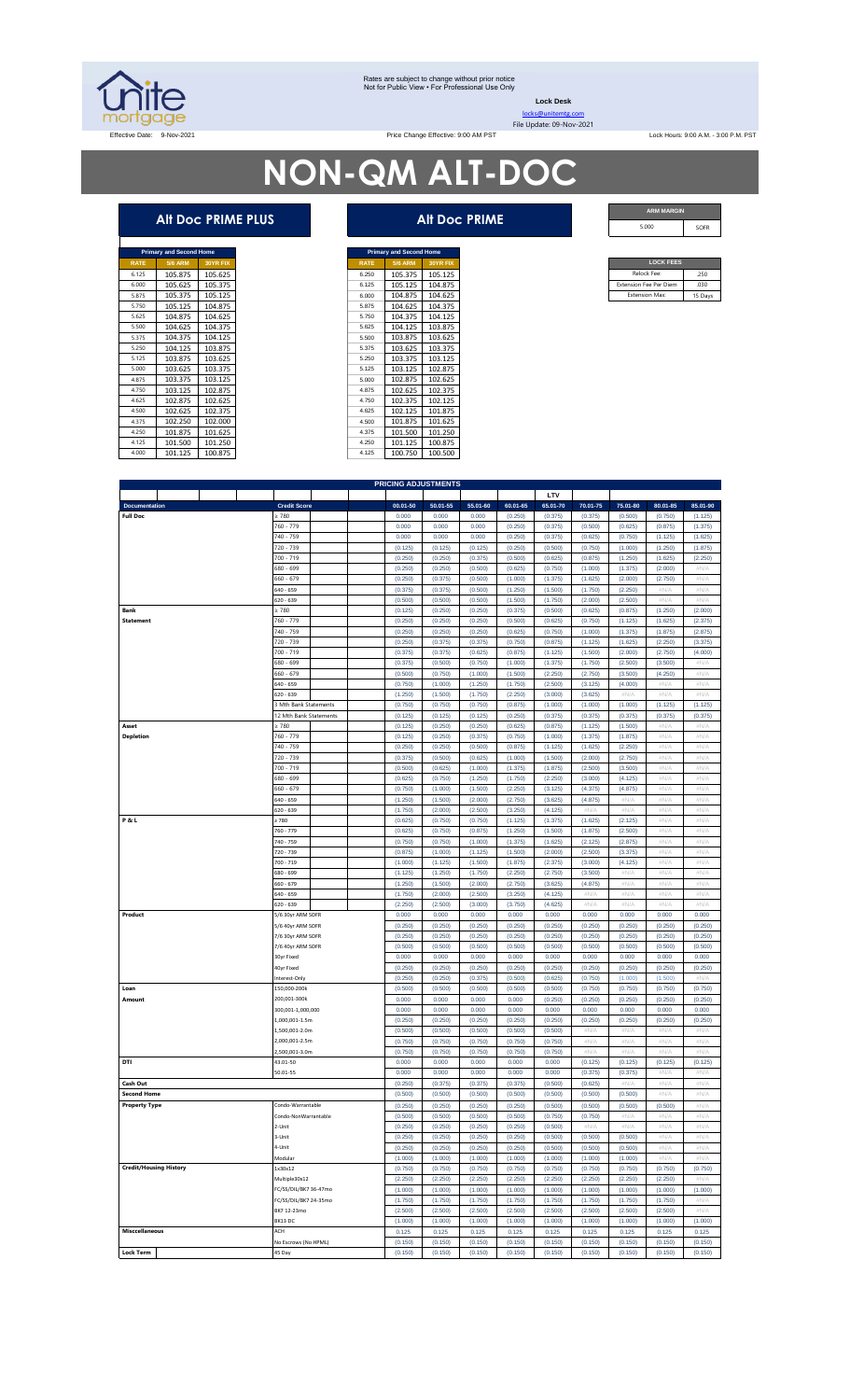Rates are subject to change without prior notice
Not for Public View • For Professional Use Only

**Lock Desk**

locks@unitemtg.com

File Update: 09-Nov-2021

Effective Date: 9-Nov-2021 | Price Change Effective: 9:00 AM PST | Lock Hours: 9:00 A.M. - 3:00 P.M. PST

# NON-QM ALT-DOC

## Alt Doc PRIME PLUS

| Primary and Second Home | | |
|---|---|---|
| RATE | 5/6 ARM | 30YR FIX |
| 6.125 | 105.875 | 105.625 |
| 6.000 | 105.625 | 105.375 |
| 5.875 | 105.375 | 105.125 |
| 5.750 | 105.125 | 104.875 |
| 5.625 | 104.875 | 104.625 |
| 5.500 | 104.625 | 104.375 |
| 5.375 | 104.375 | 104.125 |
| 5.250 | 104.125 | 103.875 |
| 5.125 | 103.875 | 103.625 |
| 5.000 | 103.625 | 103.375 |
| 4.875 | 103.375 | 103.125 |
| 4.750 | 103.125 | 102.875 |
| 4.625 | 102.875 | 102.625 |
| 4.500 | 102.625 | 102.375 |
| 4.375 | 102.250 | 102.000 |
| 4.250 | 101.875 | 101.625 |
| 4.125 | 101.500 | 101.250 |
| 4.000 | 101.125 | 100.875 |

## Alt Doc PRIME

| Primary and Second Home | | |
|---|---|---|
| RATE | 5/6 ARM | 30YR FIX |
| 6.250 | 105.375 | 105.125 |
| 6.125 | 105.125 | 104.875 |
| 6.000 | 104.875 | 104.625 |
| 5.875 | 104.625 | 104.375 |
| 5.750 | 104.375 | 104.125 |
| 5.625 | 104.125 | 103.875 |
| 5.500 | 103.875 | 103.625 |
| 5.375 | 103.625 | 103.375 |
| 5.250 | 103.375 | 103.125 |
| 5.125 | 103.125 | 102.875 |
| 5.000 | 102.875 | 102.625 |
| 4.875 | 102.625 | 102.375 |
| 4.750 | 102.375 | 102.125 |
| 4.625 | 102.125 | 101.875 |
| 4.500 | 101.875 | 101.625 |
| 4.375 | 101.500 | 101.250 |
| 4.250 | 101.125 | 100.875 |
| 4.125 | 100.750 | 100.500 |

| ARM MARGIN | |
|---|---|
| 5.000 | SOFR |

| LOCK FEES | |
|---|---|
| Relock Fee: | .250 |
| Extension Fee Per Diem | .030 |
| Extension Max: | 15 Days |

## PRICING ADJUSTMENTS

| Documentation | Credit Score | LTV 00.01-50 | 50.01-55 | 55.01-60 | 60.01-65 | 65.01-70 | 70.01-75 | 75.01-80 | 80.01-85 | 85.01-90 |
|---|---|---|---|---|---|---|---|---|---|---|
| Full Doc | ≥ 780 | 0.000 | 0.000 | 0.000 | (0.250) | (0.375) | (0.375) | (0.500) | (0.750) | (1.125) |
| | 760 - 779 | 0.000 | 0.000 | 0.000 | (0.250) | (0.375) | (0.500) | (0.625) | (0.875) | (1.375) |
| | 740 - 759 | 0.000 | 0.000 | 0.000 | (0.250) | (0.375) | (0.625) | (0.750) | (1.125) | (1.625) |
| | 720 - 739 | (0.125) | (0.125) | (0.125) | (0.250) | (0.500) | (0.750) | (1.000) | (1.250) | (1.875) |
| | 700 - 719 | (0.250) | (0.250) | (0.375) | (0.500) | (0.625) | (0.875) | (1.250) | (1.625) | (2.250) |
| | 680 - 699 | (0.250) | (0.250) | (0.500) | (0.625) | (0.750) | (1.000) | (1.375) | (2.000) | #N/A |
| | 660 - 679 | (0.250) | (0.375) | (0.500) | (1.000) | (1.375) | (1.625) | (2.000) | (2.750) | #N/A |
| | 640 - 659 | (0.375) | (0.375) | (0.500) | (1.250) | (1.500) | (1.750) | (2.250) | #N/A | #N/A |
| | 620 - 639 | (0.500) | (0.500) | (0.500) | (1.500) | (1.750) | (2.000) | (2.500) | #N/A | #N/A |
| Bank Statement | ≥ 780 | (0.125) | (0.250) | (0.250) | (0.375) | (0.500) | (0.625) | (0.875) | (1.250) | (2.000) |
| | 760 - 779 | (0.250) | (0.250) | (0.250) | (0.500) | (0.625) | (0.750) | (1.125) | (1.625) | (2.375) |
| | 740 - 759 | (0.250) | (0.250) | (0.250) | (0.625) | (0.750) | (1.000) | (1.375) | (1.875) | (2.875) |
| | 720 - 739 | (0.250) | (0.375) | (0.375) | (0.750) | (0.875) | (1.125) | (1.625) | (2.250) | (3.375) |
| | 700 - 719 | (0.375) | (0.375) | (0.625) | (0.875) | (1.125) | (1.500) | (2.000) | (2.750) | (4.000) |
| | 680 - 699 | (0.375) | (0.500) | (0.750) | (1.000) | (1.375) | (1.750) | (2.500) | (3.500) | #N/A |
| | 660 - 679 | (0.500) | (0.750) | (1.000) | (1.500) | (2.250) | (2.750) | (3.500) | (4.250) | #N/A |
| | 640 - 659 | (0.750) | (1.000) | (1.250) | (1.750) | (2.500) | (3.125) | (4.000) | #N/A | #N/A |
| | 620 - 639 | (1.250) | (1.500) | (1.750) | (2.250) | (3.000) | (3.625) | #N/A | #N/A | #N/A |
| | 3 Mth Bank Statements | (0.750) | (0.750) | (0.750) | (0.875) | (1.000) | (1.000) | (1.000) | (1.125) | (1.125) |
| | 12 Mth Bank Statements | (0.125) | (0.125) | (0.125) | (0.250) | (0.375) | (0.375) | (0.375) | (0.375) | (0.375) |
| Asset Depletion | ≥ 780 | (0.125) | (0.250) | (0.250) | (0.625) | (0.875) | (1.125) | (1.500) | #N/A | #N/A |
| | 760 - 779 | (0.125) | (0.250) | (0.375) | (0.750) | (1.000) | (1.375) | (1.875) | #N/A | #N/A |
| | 740 - 759 | (0.250) | (0.250) | (0.500) | (0.875) | (1.125) | (1.625) | (2.250) | #N/A | #N/A |
| | 720 - 739 | (0.375) | (0.500) | (0.625) | (1.000) | (1.500) | (2.000) | (2.750) | #N/A | #N/A |
| | 700 - 719 | (0.500) | (0.625) | (1.000) | (1.375) | (1.875) | (2.500) | (3.500) | #N/A | #N/A |
| | 680 - 699 | (0.625) | (0.750) | (1.250) | (1.750) | (2.250) | (3.000) | (4.125) | #N/A | #N/A |
| | 660 - 679 | (0.750) | (1.000) | (1.500) | (2.250) | (3.125) | (4.375) | (4.875) | #N/A | #N/A |
| | 640 - 659 | (1.250) | (1.500) | (2.000) | (2.750) | (3.625) | (4.875) | #N/A | #N/A | #N/A |
| | 620 - 639 | (1.750) | (2.000) | (2.500) | (3.250) | (4.125) | #N/A | #N/A | #N/A | #N/A |
| P & L | ≥ 780 | (0.625) | (0.750) | (0.750) | (1.125) | (1.375) | (1.625) | (2.125) | #N/A | #N/A |
| | 760 - 779 | (0.625) | (0.750) | (0.875) | (1.250) | (1.500) | (1.875) | (2.500) | #N/A | #N/A |
| | 740 - 759 | (0.750) | (0.750) | (1.000) | (1.375) | (1.625) | (2.125) | (2.875) | #N/A | #N/A |
| | 720 - 739 | (0.875) | (1.000) | (1.125) | (1.500) | (2.000) | (2.500) | (3.375) | #N/A | #N/A |
| | 700 - 719 | (1.000) | (1.125) | (1.500) | (1.875) | (2.375) | (3.000) | (4.125) | #N/A | #N/A |
| | 680 - 699 | (1.125) | (1.250) | (1.750) | (2.250) | (2.750) | (3.500) | #N/A | #N/A | #N/A |
| | 660 - 679 | (1.250) | (1.500) | (2.000) | (2.750) | (3.625) | (4.875) | #N/A | #N/A | #N/A |
| | 640 - 659 | (1.750) | (2.000) | (2.500) | (3.250) | (4.125) | #N/A | #N/A | #N/A | #N/A |
| | 620 - 639 | (2.250) | (2.500) | (3.000) | (3.750) | (4.625) | #N/A | #N/A | #N/A | #N/A |
| Product | 5/6 30yr ARM SOFR | 0.000 | 0.000 | 0.000 | 0.000 | 0.000 | 0.000 | 0.000 | 0.000 | 0.000 |
| | 5/6 40yr ARM SOFR | (0.250) | (0.250) | (0.250) | (0.250) | (0.250) | (0.250) | (0.250) | (0.250) | (0.250) |
| | 7/6 30yr ARM SOFR | (0.250) | (0.250) | (0.250) | (0.250) | (0.250) | (0.250) | (0.250) | (0.250) | (0.250) |
| | 7/6 40yr ARM SOFR | (0.500) | (0.500) | (0.500) | (0.500) | (0.500) | (0.500) | (0.500) | (0.500) | (0.500) |
| | 30yr Fixed | 0.000 | 0.000 | 0.000 | 0.000 | 0.000 | 0.000 | 0.000 | 0.000 | 0.000 |
| | 40yr Fixed | (0.250) | (0.250) | (0.250) | (0.250) | (0.250) | (0.250) | (0.250) | (0.250) | (0.250) |
| | Interest-Only | (0.250) | (0.250) | (0.375) | (0.500) | (0.625) | (0.750) | (1.000) | (1.500) | #N/A |
| Loan Amount | 150,000-200k | (0.500) | (0.500) | (0.500) | (0.500) | (0.500) | (0.750) | (0.750) | (0.750) | (0.750) |
| | 200,001-300k | 0.000 | 0.000 | 0.000 | 0.000 | (0.250) | (0.250) | (0.250) | (0.250) | (0.250) |
| | 300,001-1,000,000 | 0.000 | 0.000 | 0.000 | 0.000 | 0.000 | 0.000 | 0.000 | 0.000 | 0.000 |
| | 1,000,001-1.5m | (0.250) | (0.250) | (0.250) | (0.250) | (0.250) | (0.250) | (0.250) | (0.250) | (0.250) |
| | 1,500,001-2.0m | (0.500) | (0.500) | (0.500) | (0.500) | (0.500) | #N/A | #N/A | #N/A | #N/A |
| | 2,000,001-2.5m | (0.750) | (0.750) | (0.750) | (0.750) | (0.750) | #N/A | #N/A | #N/A | #N/A |
| | 2,500,001-3.0m | (0.750) | (0.750) | (0.750) | (0.750) | (0.750) | #N/A | #N/A | #N/A | #N/A |
| DTI | 43.01-50 | 0.000 | 0.000 | 0.000 | 0.000 | 0.000 | (0.125) | (0.125) | (0.125) | (0.125) |
| | 50.01-55 | 0.000 | 0.000 | 0.000 | 0.000 | 0.000 | (0.375) | (0.375) | #N/A | #N/A |
| Cash Out | | (0.250) | (0.375) | (0.375) | (0.375) | (0.500) | (0.625) | #N/A | #N/A | #N/A |
| Second Home | | (0.500) | (0.500) | (0.500) | (0.500) | (0.500) | (0.500) | (0.500) | #N/A | #N/A |
| Property Type | Condo-Warrantable | (0.250) | (0.250) | (0.250) | (0.250) | (0.500) | (0.500) | (0.500) | (0.500) | #N/A |
| | Condo-NonWarrantable | (0.500) | (0.500) | (0.500) | (0.500) | (0.750) | (0.750) | #N/A | #N/A | #N/A |
| | 2-Unit | (0.250) | (0.250) | (0.250) | (0.250) | (0.500) | #N/A | #N/A | #N/A | #N/A |
| | 3-Unit | (0.250) | (0.250) | (0.250) | (0.250) | (0.500) | (0.500) | (0.500) | #N/A | #N/A |
| | 4-Unit | (0.250) | (0.250) | (0.250) | (0.250) | (0.500) | (0.500) | (0.500) | #N/A | #N/A |
| | Modular | (1.000) | (1.000) | (1.000) | (1.000) | (1.000) | (1.000) | (1.000) | #N/A | #N/A |
| Credit/Housing History | 1x30x12 | (0.750) | (0.750) | (0.750) | (0.750) | (0.750) | (0.750) | (0.750) | (0.750) | (0.750) |
| | Multiple30x12 | (2.250) | (2.250) | (2.250) | (2.250) | (2.250) | (2.250) | (2.250) | (2.250) | #N/A |
| | FC/SS/DIL/BK7 36-47mo | (1.000) | (1.000) | (1.000) | (1.000) | (1.000) | (1.000) | (1.000) | (1.000) | (1.000) |
| | FC/SS/DIL/BK7 24-35mo | (1.750) | (1.750) | (1.750) | (1.750) | (1.750) | (1.750) | (1.750) | (1.750) | #N/A |
| | BK7 12-23mo | (2.500) | (2.500) | (2.500) | (2.500) | (2.500) | (2.500) | (2.500) | (2.500) | #N/A |
| | BK13 DC | (1.000) | (1.000) | (1.000) | (1.000) | (1.000) | (1.000) | (1.000) | (1.000) | (1.000) |
| Misccellaneous | ACH | 0.125 | 0.125 | 0.125 | 0.125 | 0.125 | 0.125 | 0.125 | 0.125 | 0.125 |
| | No Escrows (No HPML) | (0.150) | (0.150) | (0.150) | (0.150) | (0.150) | (0.150) | (0.150) | (0.150) | (0.150) |
| Lock Term | 45 Day | (0.150) | (0.150) | (0.150) | (0.150) | (0.150) | (0.150) | (0.150) | (0.150) | (0.150) |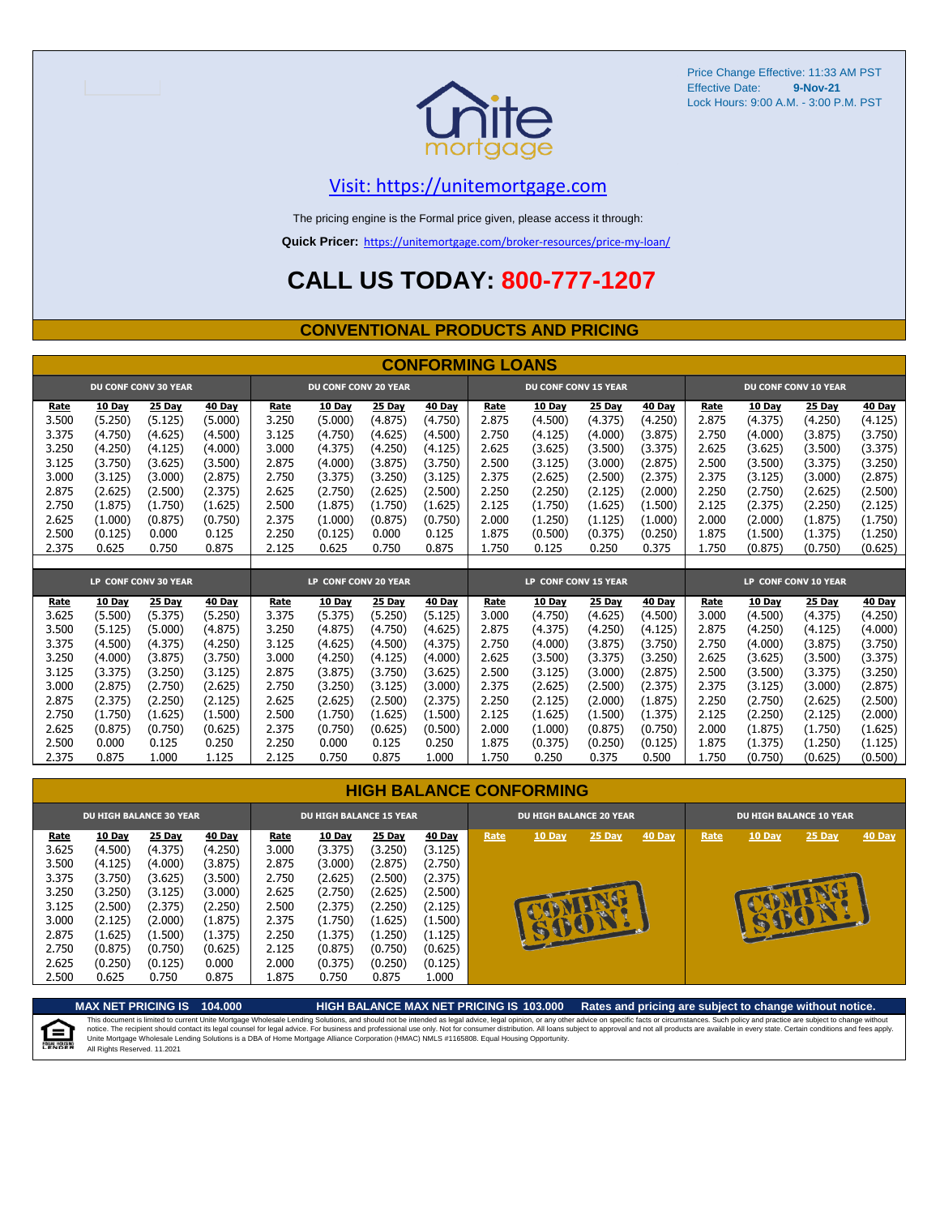Price Change Effective: 11:33 AM PST
Effective Date: **9-Nov-21**
Lock Hours: 9:00 A.M. - 3:00 P.M. PST

Visit: https://unitemortgage.com

The pricing engine is the Formal price given, please access it through:

**Quick Pricer:** https://unitemortgage.com/broker-resources/price-my-loan/

# CALL US TODAY: 800-777-1207

## CONVENTIONAL PRODUCTS AND PRICING

### CONFORMING LOANS

| DU CONF CONV 30 YEAR | | | | DU CONF CONV 20 YEAR | | | | DU CONF CONV 15 YEAR | | | | DU CONF CONV 10 YEAR | | | |
|---|---|---|---|---|---|---|---|---|---|---|---|---|---|---|---|
| Rate | 10 Day | 25 Day | 40 Day | Rate | 10 Day | 25 Day | 40 Day | Rate | 10 Day | 25 Day | 40 Day | Rate | 10 Day | 25 Day | 40 Day |
| 3.500 | (5.250) | (5.125) | (5.000) | 3.250 | (5.000) | (4.875) | (4.750) | 2.875 | (4.500) | (4.375) | (4.250) | 2.875 | (4.375) | (4.250) | (4.125) |
| 3.375 | (4.750) | (4.625) | (4.500) | 3.125 | (4.750) | (4.625) | (4.500) | 2.750 | (4.125) | (4.000) | (3.875) | 2.750 | (4.000) | (3.875) | (3.750) |
| 3.250 | (4.250) | (4.125) | (4.000) | 3.000 | (4.375) | (4.250) | (4.125) | 2.625 | (3.625) | (3.500) | (3.375) | 2.625 | (3.625) | (3.500) | (3.375) |
| 3.125 | (3.750) | (3.625) | (3.500) | 2.875 | (4.000) | (3.875) | (3.750) | 2.500 | (3.125) | (3.000) | (2.875) | 2.500 | (3.500) | (3.375) | (3.250) |
| 3.000 | (3.125) | (3.000) | (2.875) | 2.750 | (3.375) | (3.250) | (3.125) | 2.375 | (2.625) | (2.500) | (2.375) | 2.375 | (3.125) | (3.000) | (2.875) |
| 2.875 | (2.625) | (2.500) | (2.375) | 2.625 | (2.750) | (2.625) | (2.500) | 2.250 | (2.250) | (2.125) | (2.000) | 2.250 | (2.750) | (2.625) | (2.500) |
| 2.750 | (1.875) | (1.750) | (1.625) | 2.500 | (1.875) | (1.750) | (1.625) | 2.125 | (1.750) | (1.625) | (1.500) | 2.125 | (2.375) | (2.250) | (2.125) |
| 2.625 | (1.000) | (0.875) | (0.750) | 2.375 | (1.000) | (0.875) | (0.750) | 2.000 | (1.250) | (1.125) | (1.000) | 2.000 | (2.000) | (1.875) | (1.750) |
| 2.500 | (0.125) | 0.000 | 0.125 | 2.250 | (0.125) | 0.000 | 0.125 | 1.875 | (0.500) | (0.375) | (0.250) | 1.875 | (1.500) | (1.375) | (1.250) |
| 2.375 | 0.625 | 0.750 | 0.875 | 2.125 | 0.625 | 0.750 | 0.875 | 1.750 | 0.125 | 0.250 | 0.375 | 1.750 | (0.875) | (0.750) | (0.625) |

| LP CONF CONV 30 YEAR | | | | LP CONF CONV 20 YEAR | | | | LP CONF CONV 15 YEAR | | | | LP CONF CONV 10 YEAR | | | |
|---|---|---|---|---|---|---|---|---|---|---|---|---|---|---|---|
| Rate | 10 Day | 25 Day | 40 Day | Rate | 10 Day | 25 Day | 40 Day | Rate | 10 Day | 25 Day | 40 Day | Rate | 10 Day | 25 Day | 40 Day |
| 3.625 | (5.500) | (5.375) | (5.250) | 3.375 | (5.375) | (5.250) | (5.125) | 3.000 | (4.750) | (4.625) | (4.500) | 3.000 | (4.500) | (4.375) | (4.250) |
| 3.500 | (5.125) | (5.000) | (4.875) | 3.250 | (4.875) | (4.750) | (4.625) | 2.875 | (4.375) | (4.250) | (4.125) | 2.875 | (4.250) | (4.125) | (4.000) |
| 3.375 | (4.500) | (4.375) | (4.250) | 3.125 | (4.625) | (4.500) | (4.375) | 2.750 | (4.000) | (3.875) | (3.750) | 2.750 | (4.000) | (3.875) | (3.750) |
| 3.250 | (4.000) | (3.875) | (3.750) | 3.000 | (4.250) | (4.125) | (4.000) | 2.625 | (3.500) | (3.375) | (3.250) | 2.625 | (3.625) | (3.500) | (3.375) |
| 3.125 | (3.375) | (3.250) | (3.125) | 2.875 | (3.875) | (3.750) | (3.625) | 2.500 | (3.125) | (3.000) | (2.875) | 2.500 | (3.500) | (3.375) | (3.250) |
| 3.000 | (2.875) | (2.750) | (2.625) | 2.750 | (3.250) | (3.125) | (3.000) | 2.375 | (2.625) | (2.500) | (2.375) | 2.375 | (3.125) | (3.000) | (2.875) |
| 2.875 | (2.375) | (2.250) | (2.125) | 2.625 | (2.625) | (2.500) | (2.375) | 2.250 | (2.125) | (2.000) | (1.875) | 2.250 | (2.750) | (2.625) | (2.500) |
| 2.750 | (1.750) | (1.625) | (1.500) | 2.500 | (1.750) | (1.625) | (1.500) | 2.125 | (1.625) | (1.500) | (1.375) | 2.125 | (2.250) | (2.125) | (2.000) |
| 2.625 | (0.875) | (0.750) | (0.625) | 2.375 | (0.750) | (0.625) | (0.500) | 2.000 | (1.000) | (0.875) | (0.750) | 2.000 | (1.875) | (1.750) | (1.625) |
| 2.500 | 0.000 | 0.125 | 0.250 | 2.250 | 0.000 | 0.125 | 0.250 | 1.875 | (0.375) | (0.250) | (0.125) | 1.875 | (1.375) | (1.250) | (1.125) |
| 2.375 | 0.875 | 1.000 | 1.125 | 2.125 | 0.750 | 0.875 | 1.000 | 1.750 | 0.250 | 0.375 | 0.500 | 1.750 | (0.750) | (0.625) | (0.500) |

### HIGH BALANCE CONFORMING

| DU HIGH BALANCE 30 YEAR | | | | DU HIGH BALANCE 15 YEAR | | | | DU HIGH BALANCE 20 YEAR | | | | DU HIGH BALANCE 10 YEAR | | | |
|---|---|---|---|---|---|---|---|---|---|---|---|---|---|---|---|
| Rate | 10 Day | 25 Day | 40 Day | Rate | 10 Day | 25 Day | 40 Day | Rate | 10 Day | 25 Day | 40 Day | Rate | 10 Day | 25 Day | 40 Day |
| 3.625 | (4.500) | (4.375) | (4.250) | 3.000 | (3.375) | (3.250) | (3.125) | COMING SOON! | | | | COMING SOON! | | | |
| 3.500 | (4.125) | (4.000) | (3.875) | 2.875 | (3.000) | (2.875) | (2.750) | | | | | | | | |
| 3.375 | (3.750) | (3.625) | (3.500) | 2.750 | (2.625) | (2.500) | (2.375) | | | | | | | | |
| 3.250 | (3.250) | (3.125) | (3.000) | 2.625 | (2.750) | (2.625) | (2.500) | | | | | | | | |
| 3.125 | (2.500) | (2.375) | (2.250) | 2.500 | (2.375) | (2.250) | (2.125) | | | | | | | | |
| 3.000 | (2.125) | (2.000) | (1.875) | 2.375 | (1.750) | (1.625) | (1.500) | | | | | | | | |
| 2.875 | (1.625) | (1.500) | (1.375) | 2.250 | (1.375) | (1.250) | (1.125) | | | | | | | | |
| 2.750 | (0.875) | (0.750) | (0.625) | 2.125 | (0.875) | (0.750) | (0.625) | | | | | | | | |
| 2.625 | (0.250) | (0.125) | 0.000 | 2.000 | (0.375) | (0.250) | (0.125) | | | | | | | | |
| 2.500 | 0.625 | 0.750 | 0.875 | 1.875 | 0.750 | 0.875 | 1.000 | | | | | | | | |

**MAX NET PRICING IS 104.000** | **HIGH BALANCE MAX NET PRICING IS 103.000** | **Rates and pricing are subject to change without notice.**

This document is limited to current Unite Mortgage Wholesale Lending Solutions, and should not be intended as legal advice, legal opinion, or any other advice on specific facts or circumstances. Such policy and practice are subject to change without notice. The recipient should contact its legal counsel for legal advice. For business and professional use only. Not for consumer distribution. All loans subject to approval and not all products are available in every state. Certain conditions and fees apply. Unite Mortgage Wholesale Lending Solutions is a DBA of Home Mortgage Alliance Corporation (HMAC) NMLS #1165808. Equal Housing Opportunity.
All Rights Reserved. 11.2021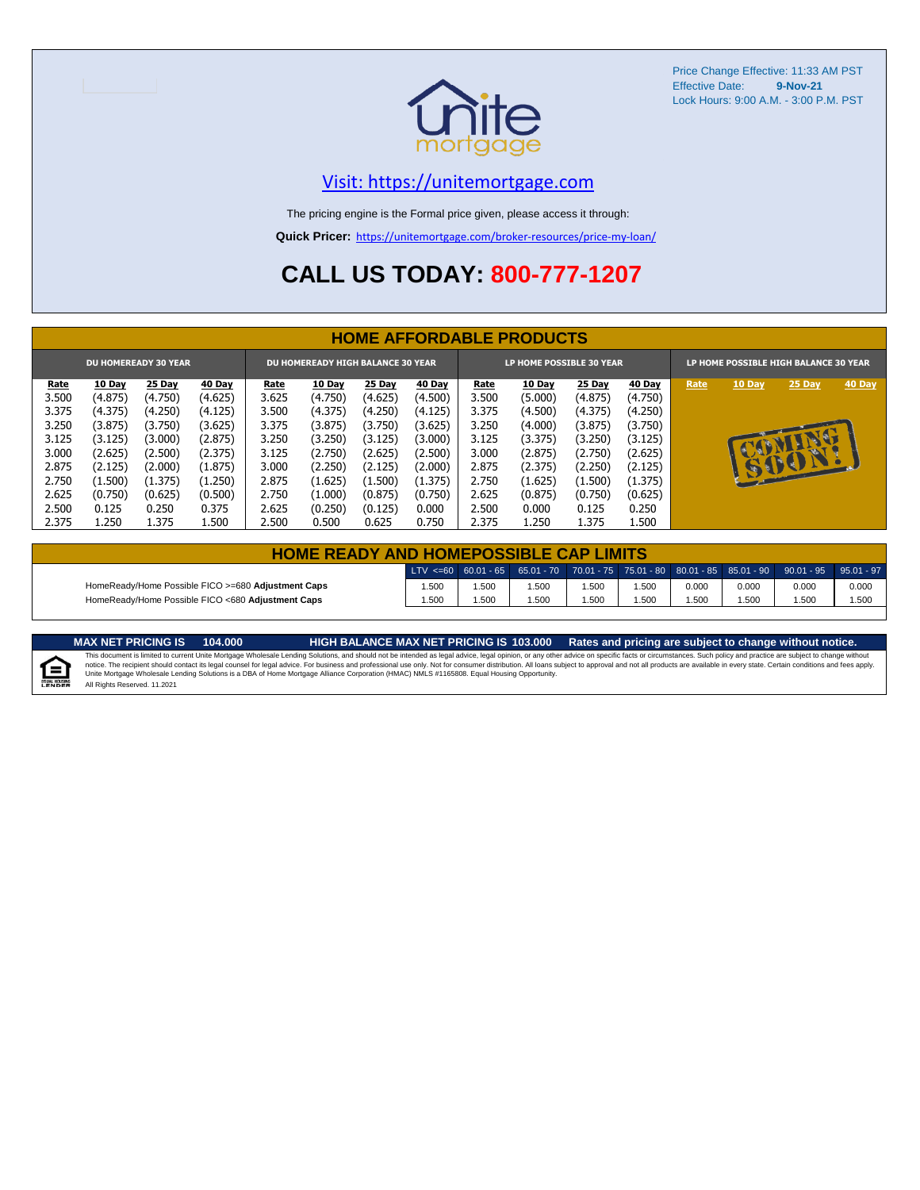Price Change Effective: 11:33 AM PST
Effective Date: **9-Nov-21**
Lock Hours: 9:00 A.M. - 3:00 P.M. PST

Visit: https://unitemortgage.com

The pricing engine is the Formal price given, please access it through:

**Quick Pricer:** https://unitemortgage.com/broker-resources/price-my-loan/

# CALL US TODAY: 800-777-1207

## HOME AFFORDABLE PRODUCTS

| DU HOMEREADY 30 YEAR | | | | DU HOMEREADY HIGH BALANCE 30 YEAR | | | | LP HOME POSSIBLE 30 YEAR | | | | LP HOME POSSIBLE HIGH BALANCE 30 YEAR | | | |
|---|---|---|---|---|---|---|---|---|---|---|---|---|---|---|---|
| Rate | 10 Day | 25 Day | 40 Day | Rate | 10 Day | 25 Day | 40 Day | Rate | 10 Day | 25 Day | 40 Day | Rate | 10 Day | 25 Day | 40 Day |
| 3.500 | (4.875) | (4.750) | (4.625) | 3.625 | (4.750) | (4.625) | (4.500) | 3.500 | (5.000) | (4.875) | (4.750) | COMING SOON! | | | |
| 3.375 | (4.375) | (4.250) | (4.125) | 3.500 | (4.375) | (4.250) | (4.125) | 3.375 | (4.500) | (4.375) | (4.250) | | | | |
| 3.250 | (3.875) | (3.750) | (3.625) | 3.375 | (3.875) | (3.750) | (3.625) | 3.250 | (4.000) | (3.875) | (3.750) | | | | |
| 3.125 | (3.125) | (3.000) | (2.875) | 3.250 | (3.250) | (3.125) | (3.000) | 3.125 | (3.375) | (3.250) | (3.125) | | | | |
| 3.000 | (2.625) | (2.500) | (2.375) | 3.125 | (2.750) | (2.625) | (2.500) | 3.000 | (2.875) | (2.750) | (2.625) | | | | |
| 2.875 | (2.125) | (2.000) | (1.875) | 3.000 | (2.250) | (2.125) | (2.000) | 2.875 | (2.375) | (2.250) | (2.125) | | | | |
| 2.750 | (1.500) | (1.375) | (1.250) | 2.875 | (1.625) | (1.500) | (1.375) | 2.750 | (1.625) | (1.500) | (1.375) | | | | |
| 2.625 | (0.750) | (0.625) | (0.500) | 2.750 | (1.000) | (0.875) | (0.750) | 2.625 | (0.875) | (0.750) | (0.625) | | | | |
| 2.500 | 0.125 | 0.250 | 0.375 | 2.625 | (0.250) | (0.125) | 0.000 | 2.500 | 0.000 | 0.125 | 0.250 | | | | |
| 2.375 | 1.250 | 1.375 | 1.500 | 2.500 | 0.500 | 0.625 | 0.750 | 2.375 | 1.250 | 1.375 | 1.500 | | | | |

## HOME READY AND HOMEPOSSIBLE CAP LIMITS

| | LTV <=60 | 60.01 - 65 | 65.01 - 70 | 70.01 - 75 | 75.01 - 80 | 80.01 - 85 | 85.01 - 90 | 90.01 - 95 | 95.01 - 97 |
|---|---|---|---|---|---|---|---|---|---|
| HomeReady/Home Possible FICO >=680 **Adjustment Caps** | 1.500 | 1.500 | 1.500 | 1.500 | 1.500 | 0.000 | 0.000 | 0.000 | 0.000 |
| HomeReady/Home Possible FICO <680 **Adjustment Caps** | 1.500 | 1.500 | 1.500 | 1.500 | 1.500 | 1.500 | 1.500 | 1.500 | 1.500 |

**MAX NET PRICING IS 104.000** | **HIGH BALANCE MAX NET PRICING IS 103.000** | **Rates and pricing are subject to change without notice.**

This document is limited to current Unite Mortgage Wholesale Lending Solutions, and should not be intended as legal advice, legal opinion, or any other advice on specific facts or circumstances. Such policy and practice are subject to change without notice. The recipient should contact its legal counsel for legal advice. For business and professional use only. Not for consumer distribution. All loans subject to approval and not all products are available in every state. Certain conditions and fees apply. Unite Mortgage Wholesale Lending Solutions is a DBA of Home Mortgage Alliance Corporation (HMAC) NMLS #1165808. Equal Housing Opportunity.
All Rights Reserved. 11.2021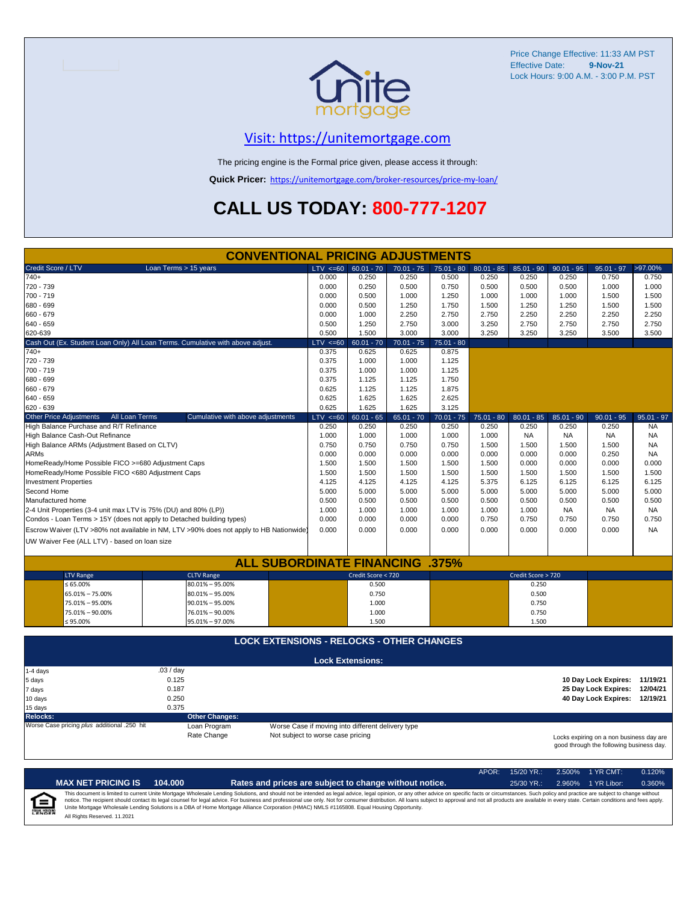Price Change Effective: 11:33 AM PST
Effective Date: **9-Nov-21**
Lock Hours: 9:00 A.M. - 3:00 P.M. PST

Visit: https://unitemortgage.com

The pricing engine is the Formal price given, please access it through:

**Quick Pricer:** https://unitemortgage.com/broker-resources/price-my-loan/

# CALL US TODAY: 800-777-1207

## CONVENTIONAL PRICING ADJUSTMENTS

| Credit Score / LTV — Loan Terms > 15 years | LTV <=60 | 60.01 - 70 | 70.01 - 75 | 75.01 - 80 | 80.01 - 85 | 85.01 - 90 | 90.01 - 95 | 95.01 - 97 | >97.00% |
|---|---|---|---|---|---|---|---|---|---|
| 740+ | 0.000 | 0.250 | 0.250 | 0.500 | 0.250 | 0.250 | 0.250 | 0.750 | 0.750 |
| 720 - 739 | 0.000 | 0.250 | 0.500 | 0.750 | 0.500 | 0.500 | 0.500 | 1.000 | 1.000 |
| 700 - 719 | 0.000 | 0.500 | 1.000 | 1.250 | 1.000 | 1.000 | 1.000 | 1.500 | 1.500 |
| 680 - 699 | 0.000 | 0.500 | 1.250 | 1.750 | 1.500 | 1.250 | 1.250 | 1.500 | 1.500 |
| 660 - 679 | 0.000 | 1.000 | 2.250 | 2.750 | 2.750 | 2.250 | 2.250 | 2.250 | 2.250 |
| 640 - 659 | 0.500 | 1.250 | 2.750 | 3.000 | 3.250 | 2.750 | 2.750 | 2.750 | 2.750 |
| 620-639 | 0.500 | 1.500 | 3.000 | 3.000 | 3.250 | 3.250 | 3.250 | 3.500 | 3.500 |

| Cash Out (Ex. Student Loan Only) All Loan Terms. Cumulative with above adjust. | LTV <=60 | 60.01 - 70 | 70.01 - 75 | 75.01 - 80 |
|---|---|---|---|---|
| 740+ | 0.375 | 0.625 | 0.625 | 0.875 |
| 720 - 739 | 0.375 | 1.000 | 1.000 | 1.125 |
| 700 - 719 | 0.375 | 1.000 | 1.000 | 1.125 |
| 680 - 699 | 0.375 | 1.125 | 1.125 | 1.750 |
| 660 - 679 | 0.625 | 1.125 | 1.125 | 1.875 |
| 640 - 659 | 0.625 | 1.625 | 1.625 | 2.625 |
| 620 - 639 | 0.625 | 1.625 | 1.625 | 3.125 |

| Other Price Adjustments — All Loan Terms — Cumulative with above adjustments | LTV <=60 | 60.01 - 65 | 65.01 - 70 | 70.01 - 75 | 75.01 - 80 | 80.01 - 85 | 85.01 - 90 | 90.01 - 95 | 95.01 - 97 |
|---|---|---|---|---|---|---|---|---|---|
| High Balance Purchase and R/T Refinance | 0.250 | 0.250 | 0.250 | 0.250 | 0.250 | 0.250 | 0.250 | 0.250 | NA |
| High Balance Cash-Out Refinance | 1.000 | 1.000 | 1.000 | 1.000 | 1.000 | NA | NA | NA | NA |
| High Balance ARMs (Adjustment Based on CLTV) | 0.750 | 0.750 | 0.750 | 0.750 | 1.500 | 1.500 | 1.500 | 1.500 | NA |
| ARMs | 0.000 | 0.000 | 0.000 | 0.000 | 0.000 | 0.000 | 0.000 | 0.250 | NA |
| HomeReady/Home Possible FICO >=680 Adjustment Caps | 1.500 | 1.500 | 1.500 | 1.500 | 1.500 | 0.000 | 0.000 | 0.000 | 0.000 |
| HomeReady/Home Possible FICO <680 Adjustment Caps | 1.500 | 1.500 | 1.500 | 1.500 | 1.500 | 1.500 | 1.500 | 1.500 | 1.500 |
| Investment Properties | 4.125 | 4.125 | 4.125 | 4.125 | 5.375 | 6.125 | 6.125 | 6.125 | 6.125 |
| Second Home | 5.000 | 5.000 | 5.000 | 5.000 | 5.000 | 5.000 | 5.000 | 5.000 | 5.000 |
| Manufactured home | 0.500 | 0.500 | 0.500 | 0.500 | 0.500 | 0.500 | 0.500 | 0.500 | 0.500 |
| 2-4 Unit Properties (3-4 unit max LTV is 75% (DU) and 80% (LP)) | 1.000 | 1.000 | 1.000 | 1.000 | 1.000 | 1.000 | NA | NA | NA |
| Condos - Loan Terms > 15Y (does not apply to Detached building types) | 0.000 | 0.000 | 0.000 | 0.000 | 0.750 | 0.750 | 0.750 | 0.750 | 0.750 |
| Escrow Waiver (LTV >80% not available in NM, LTV >90% does not apply to HB Nationwide) | 0.000 | 0.000 | 0.000 | 0.000 | 0.000 | 0.000 | 0.000 | 0.000 | NA |
| UW Waiver Fee (ALL LTV) - based on loan size | | | | | | | | | |

## ALL SUBORDINATE FINANCING .375%

| LTV Range | CLTV Range | Credit Score < 720 | Credit Score > 720 |
|---|---|---|---|
| ≤ 65.00% | 80.01% – 95.00% | 0.500 | 0.250 |
| 65.01% – 75.00% | 80.01% – 95.00% | 0.750 | 0.500 |
| 75.01% – 95.00% | 90.01% – 95.00% | 1.000 | 0.750 |
| 75.01% – 90.00% | 76.01% – 90.00% | 1.000 | 0.750 |
| ≤ 95.00% | 95.01% – 97.00% | 1.500 | 1.500 |

## LOCK EXTENSIONS - RELOCKS - OTHER CHANGES

### Lock Extensions:

| | |
|---|---|
| 1-4 days | .03 / day |
| 5 days | 0.125 |
| 7 days | 0.187 |
| 10 days | 0.250 |
| 15 days | 0.375 |

| | |
|---|---|
| 10 Day Lock Expires: | 11/19/21 |
| 25 Day Lock Expires: | 12/04/21 |
| 40 Day Lock Expires: | 12/19/21 |

**Relocks:**
Worse Case pricing *plus* additional .250 hit

**Other Changes:**

| | |
|---|---|
| Loan Program | Worse Case if moving into different delivery type |
| Rate Change | Not subject to worse case pricing |

Locks expiring on a non business day are good through the following business day.

| APOR: | 15/20 YR.: | 2.500% | 1 YR CMT: | 0.120% |
|---|---|---|---|---|
| | 25/30 YR.: | 2.960% | 1 YR Libor: | 0.360% |

**MAX NET PRICING IS 104.000**

**Rates and prices are subject to change without notice.**

This document is limited to current Unite Mortgage Wholesale Lending Solutions, and should not be intended as legal advice, legal opinion, or any other advice on specific facts or circumstances. Such policy and practice are subject to change without notice. The recipient should contact its legal counsel for legal advice. For business and professional use only. Not for consumer distribution. All loans subject to approval and not all products are available in every state. Certain conditions and fees apply. Unite Mortgage Wholesale Lending Solutions is a DBA of Home Mortgage Alliance Corporation (HMAC) NMLS #1165808. Equal Housing Opportunity.

All Rights Reserved. 11.2021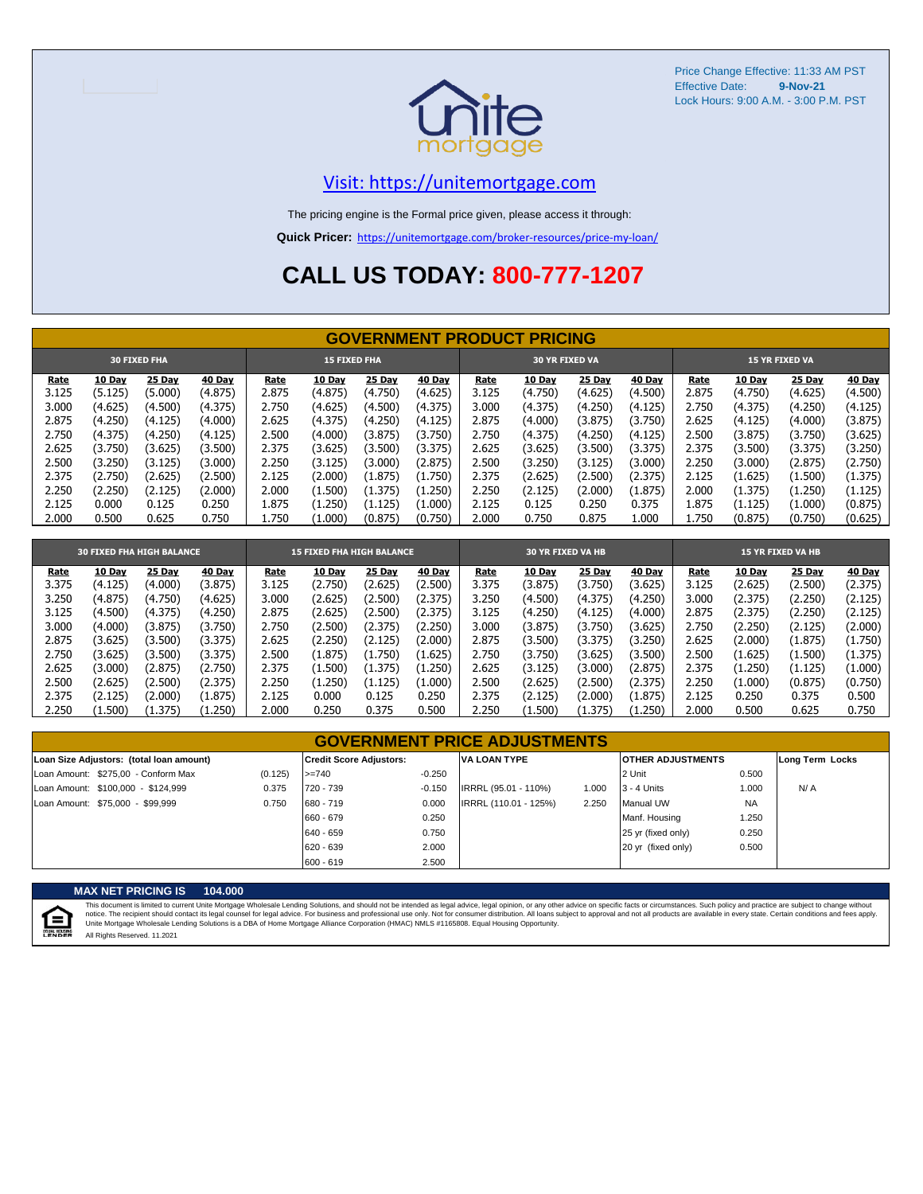Price Change Effective: 11:33 AM PST
Effective Date: **9-Nov-21**
Lock Hours: 9:00 A.M. - 3:00 P.M. PST

unite mortgage

## Visit: https://unitemortgage.com

The pricing engine is the Formal price given, please access it through:

**Quick Pricer:** https://unitemortgage.com/broker-resources/price-my-loan/

# CALL US TODAY: 800-777-1207

## GOVERNMENT PRODUCT PRICING

| 30 FIXED FHA | | | | 15 FIXED FHA | | | | 30 YR FIXED VA | | | | 15 YR FIXED VA | | | |
|---|---|---|---|---|---|---|---|---|---|---|---|---|---|---|---|
| Rate | 10 Day | 25 Day | 40 Day | Rate | 10 Day | 25 Day | 40 Day | Rate | 10 Day | 25 Day | 40 Day | Rate | 10 Day | 25 Day | 40 Day |
| 3.125 | (5.125) | (5.000) | (4.875) | 2.875 | (4.875) | (4.750) | (4.625) | 3.125 | (4.750) | (4.625) | (4.500) | 2.875 | (4.750) | (4.625) | (4.500) |
| 3.000 | (4.625) | (4.500) | (4.375) | 2.750 | (4.625) | (4.500) | (4.375) | 3.000 | (4.375) | (4.250) | (4.125) | 2.750 | (4.375) | (4.250) | (4.125) |
| 2.875 | (4.250) | (4.125) | (4.000) | 2.625 | (4.375) | (4.250) | (4.125) | 2.875 | (4.000) | (3.875) | (3.750) | 2.625 | (4.125) | (4.000) | (3.875) |
| 2.750 | (4.375) | (4.250) | (4.125) | 2.500 | (4.000) | (3.875) | (3.750) | 2.750 | (4.375) | (4.250) | (4.125) | 2.500 | (3.875) | (3.750) | (3.625) |
| 2.625 | (3.750) | (3.625) | (3.500) | 2.375 | (3.625) | (3.500) | (3.375) | 2.625 | (3.625) | (3.500) | (3.375) | 2.375 | (3.500) | (3.375) | (3.250) |
| 2.500 | (3.250) | (3.125) | (3.000) | 2.250 | (3.125) | (3.000) | (2.875) | 2.500 | (3.250) | (3.125) | (3.000) | 2.250 | (3.000) | (2.875) | (2.750) |
| 2.375 | (2.750) | (2.625) | (2.500) | 2.125 | (2.000) | (1.875) | (1.750) | 2.375 | (2.625) | (2.500) | (2.375) | 2.125 | (1.625) | (1.500) | (1.375) |
| 2.250 | (2.250) | (2.125) | (2.000) | 2.000 | (1.500) | (1.375) | (1.250) | 2.250 | (2.125) | (2.000) | (1.875) | 2.000 | (1.375) | (1.250) | (1.125) |
| 2.125 | 0.000 | 0.125 | 0.250 | 1.875 | (1.250) | (1.125) | (1.000) | 2.125 | 0.125 | 0.250 | 0.375 | 1.875 | (1.125) | (1.000) | (0.875) |
| 2.000 | 0.500 | 0.625 | 0.750 | 1.750 | (1.000) | (0.875) | (0.750) | 2.000 | 0.750 | 0.875 | 1.000 | 1.750 | (0.875) | (0.750) | (0.625) |

| 30 FIXED FHA HIGH BALANCE | | | | 15 FIXED FHA HIGH BALANCE | | | | 30 YR FIXED VA HB | | | | 15 YR FIXED VA HB | | | |
|---|---|---|---|---|---|---|---|---|---|---|---|---|---|---|---|
| Rate | 10 Day | 25 Day | 40 Day | Rate | 10 Day | 25 Day | 40 Day | Rate | 10 Day | 25 Day | 40 Day | Rate | 10 Day | 25 Day | 40 Day |
| 3.375 | (4.125) | (4.000) | (3.875) | 3.125 | (2.750) | (2.625) | (2.500) | 3.375 | (3.875) | (3.750) | (3.625) | 3.125 | (2.625) | (2.500) | (2.375) |
| 3.250 | (4.875) | (4.750) | (4.625) | 3.000 | (2.625) | (2.500) | (2.375) | 3.250 | (4.500) | (4.375) | (4.250) | 3.000 | (2.375) | (2.250) | (2.125) |
| 3.125 | (4.500) | (4.375) | (4.250) | 2.875 | (2.625) | (2.500) | (2.375) | 3.125 | (4.250) | (4.125) | (4.000) | 2.875 | (2.375) | (2.250) | (2.125) |
| 3.000 | (4.000) | (3.875) | (3.750) | 2.750 | (2.500) | (2.375) | (2.250) | 3.000 | (3.875) | (3.750) | (3.625) | 2.750 | (2.250) | (2.125) | (2.000) |
| 2.875 | (3.625) | (3.500) | (3.375) | 2.625 | (2.250) | (2.125) | (2.000) | 2.875 | (3.500) | (3.375) | (3.250) | 2.625 | (2.000) | (1.875) | (1.750) |
| 2.750 | (3.625) | (3.500) | (3.375) | 2.500 | (1.875) | (1.750) | (1.625) | 2.750 | (3.750) | (3.625) | (3.500) | 2.500 | (1.625) | (1.500) | (1.375) |
| 2.625 | (3.000) | (2.875) | (2.750) | 2.375 | (1.500) | (1.375) | (1.250) | 2.625 | (3.125) | (3.000) | (2.875) | 2.375 | (1.250) | (1.125) | (1.000) |
| 2.500 | (2.625) | (2.500) | (2.375) | 2.250 | (1.250) | (1.125) | (1.000) | 2.500 | (2.625) | (2.500) | (2.375) | 2.250 | (1.000) | (0.875) | (0.750) |
| 2.375 | (2.125) | (2.000) | (1.875) | 2.125 | 0.000 | 0.125 | 0.250 | 2.375 | (2.125) | (2.000) | (1.875) | 2.125 | 0.250 | 0.375 | 0.500 |
| 2.250 | (1.500) | (1.375) | (1.250) | 2.000 | 0.250 | 0.375 | 0.500 | 2.250 | (1.500) | (1.375) | (1.250) | 2.000 | 0.500 | 0.625 | 0.750 |

## GOVERNMENT PRICE ADJUSTMENTS

| Loan Size Adjustors: (total loan amount) | | Credit Score Adjustors: | | VA LOAN TYPE | | OTHER ADJUSTMENTS | | Long Term Locks |
|---|---|---|---|---|---|---|---|---|
| Loan Amount: $275,000 - Conform Max | (0.125) | >=740 | -0.250 | | | 2 Unit | 0.500 | |
| Loan Amount: $100,000 - $124,999 | 0.375 | 720 - 739 | -0.150 | IRRRL (95.01 - 110%) | 1.000 | 3 - 4 Units | 1.000 | N/A |
| Loan Amount: $75,000 - $99,999 | 0.750 | 680 - 719 | 0.000 | IRRRL (110.01 - 125%) | 2.250 | Manual UW | NA | |
| | | 660 - 679 | 0.250 | | | Manf. Housing | 1.250 | |
| | | 640 - 659 | 0.750 | | | 25 yr (fixed only) | 0.250 | |
| | | 620 - 639 | 2.000 | | | 20 yr (fixed only) | 0.500 | |
| | | 600 - 619 | 2.500 | | | | | |

**MAX NET PRICING IS 104.000**

This document is limited to current Unite Mortgage Wholesale Lending Solutions, and should not be intended as legal advice, legal opinion, or any other advice on specific facts or circumstances. Such policy and practice are subject to change without notice. The recipient should contact its legal counsel for legal advice. For business and professional use only. Not for consumer distribution. All loans subject to approval and not all products are available in every state. Certain conditions and fees apply. Unite Mortgage Wholesale Lending Solutions is a DBA of Home Mortgage Alliance Corporation (HMAC) NMLS #1165808. Equal Housing Opportunity.

All Rights Reserved. 11.2021